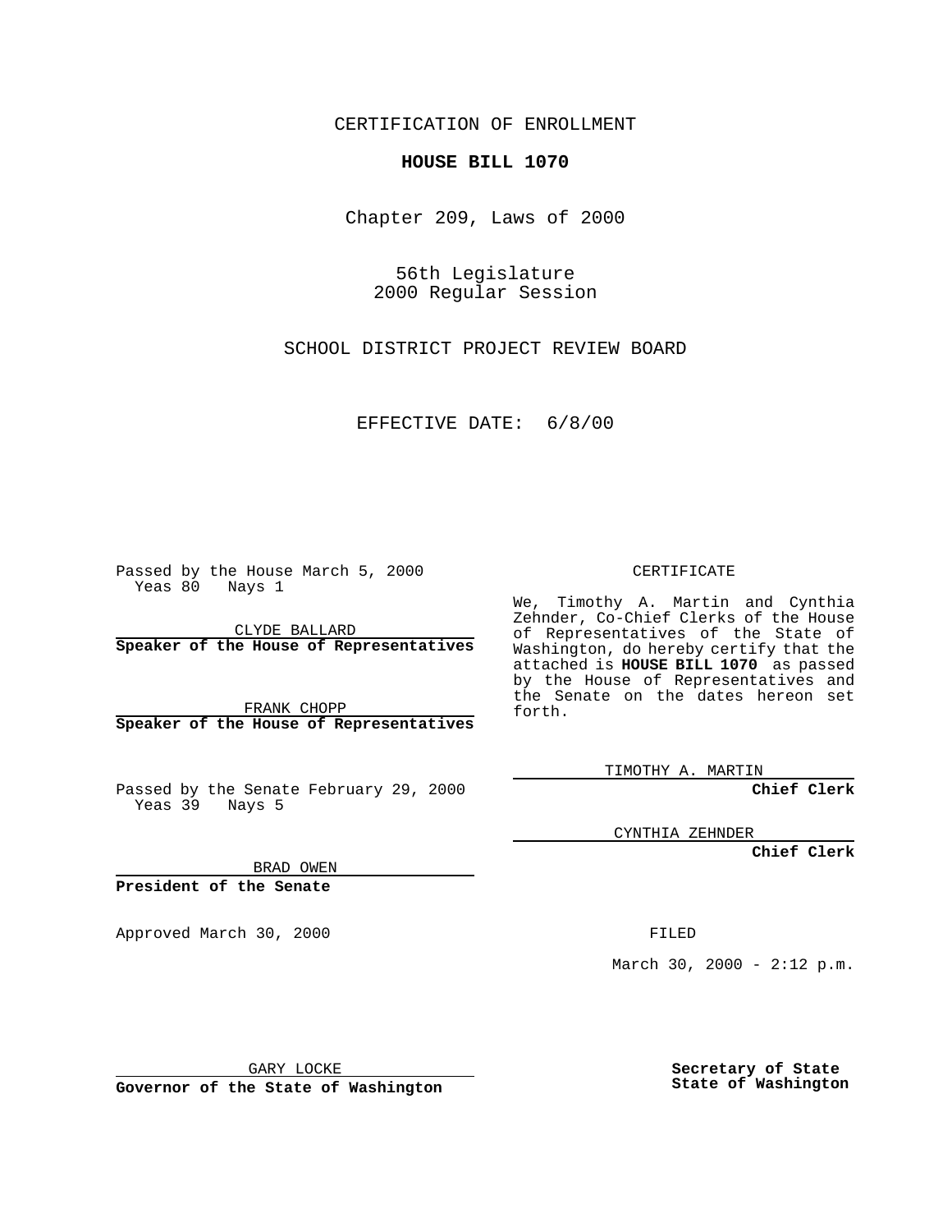CERTIFICATION OF ENROLLMENT

**HOUSE BILL 1070**

Chapter 209, Laws of 2000

56th Legislature
2000 Regular Session

SCHOOL DISTRICT PROJECT REVIEW BOARD

EFFECTIVE DATE: 6/8/00

Passed by the House March 5, 2000
Yeas 80 Nays 1

CLYDE BALLARD
**Speaker of the House of Representatives**

FRANK CHOPP
**Speaker of the House of Representatives**

Passed by the Senate February 29, 2000
Yeas 39 Nays 5

BRAD OWEN
**President of the Senate**

Approved March 30, 2000

GARY LOCKE
**Governor of the State of Washington**

CERTIFICATE

We, Timothy A. Martin and Cynthia Zehnder, Co-Chief Clerks of the House of Representatives of the State of Washington, do hereby certify that the attached is **HOUSE BILL 1070** as passed by the House of Representatives and the Senate on the dates hereon set forth.

TIMOTHY A. MARTIN
**Chief Clerk**

CYNTHIA ZEHNDER
**Chief Clerk**

FILED

March 30, 2000 - 2:12 p.m.

**Secretary of State**
**State of Washington**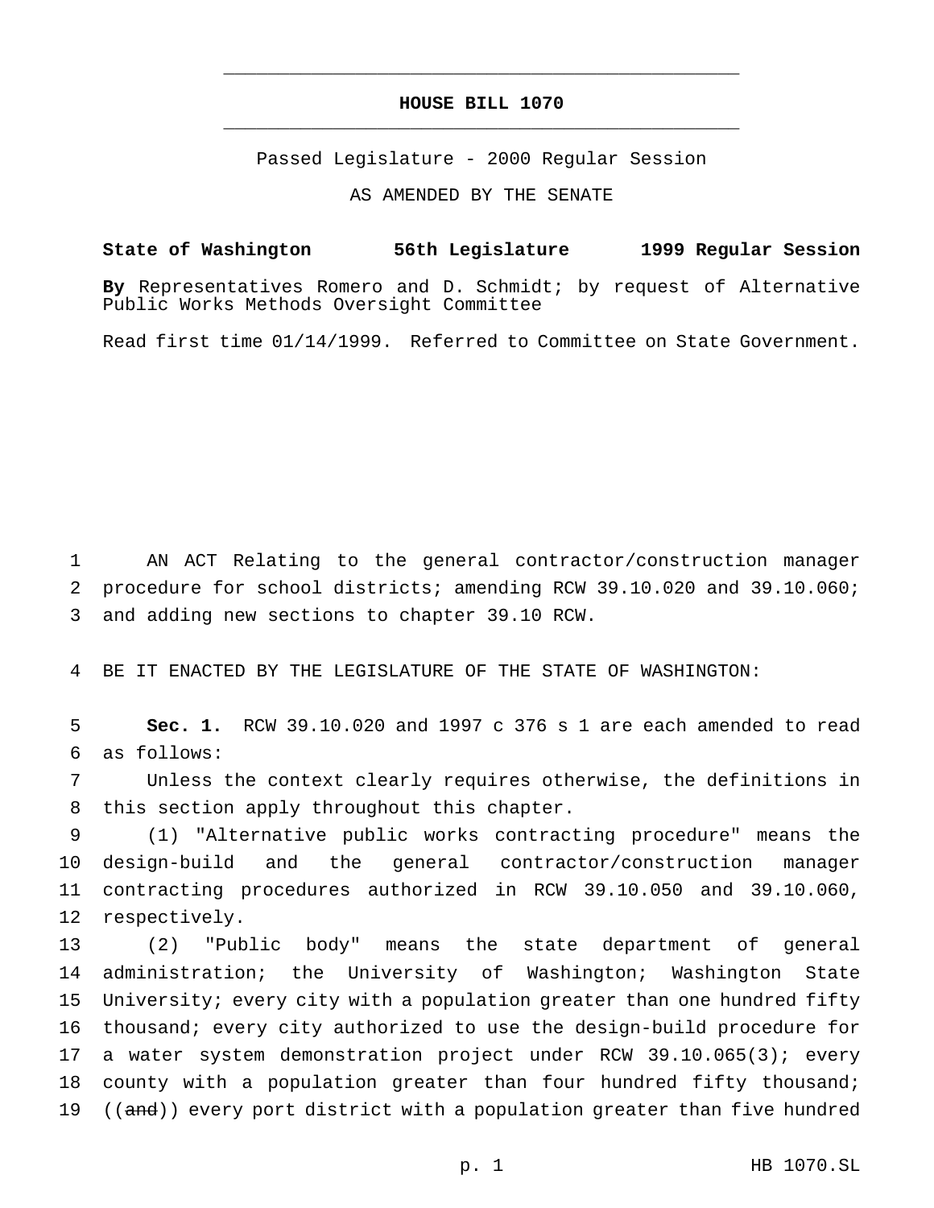# HOUSE BILL 1070

Passed Legislature - 2000 Regular Session

AS AMENDED BY THE SENATE

**State of Washington 56th Legislature 1999 Regular Session**

**By** Representatives Romero and D. Schmidt; by request of Alternative Public Works Methods Oversight Committee

Read first time 01/14/1999. Referred to Committee on State Government.

1 AN ACT Relating to the general contractor/construction manager
2 procedure for school districts; amending RCW 39.10.020 and 39.10.060;
3 and adding new sections to chapter 39.10 RCW.

4 BE IT ENACTED BY THE LEGISLATURE OF THE STATE OF WASHINGTON:

5 **Sec. 1.** RCW 39.10.020 and 1997 c 376 s 1 are each amended to read
6 as follows:
7 Unless the context clearly requires otherwise, the definitions in
8 this section apply throughout this chapter.
9 (1) "Alternative public works contracting procedure" means the
10 design-build and the general contractor/construction manager
11 contracting procedures authorized in RCW 39.10.050 and 39.10.060,
12 respectively.
13 (2) "Public body" means the state department of general
14 administration; the University of Washington; Washington State
15 University; every city with a population greater than one hundred fifty
16 thousand; every city authorized to use the design-build procedure for
17 a water system demonstration project under RCW 39.10.065(3); every
18 county with a population greater than four hundred fifty thousand;
19 ((~~and~~)) every port district with a population greater than five hundred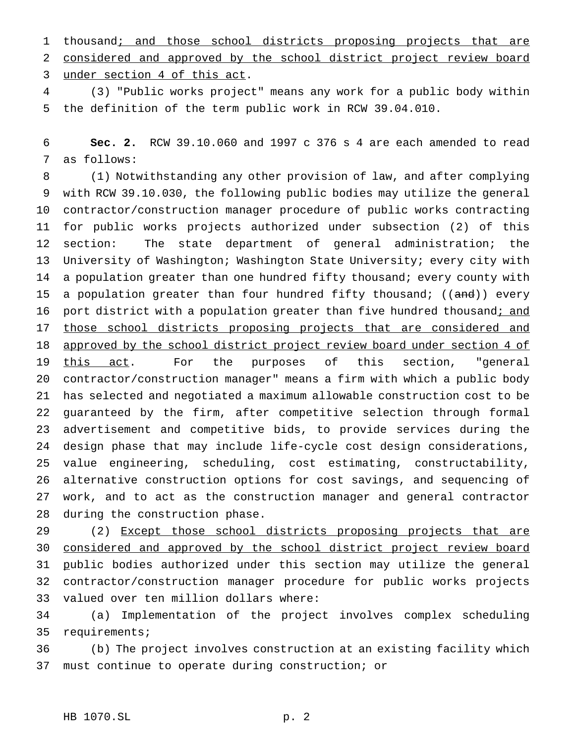thousand; and those school districts proposing projects that are considered and approved by the school district project review board under section 4 of this act.

(3) "Public works project" means any work for a public body within the definition of the term public work in RCW 39.04.010.

**Sec. 2.** RCW 39.10.060 and 1997 c 376 s 4 are each amended to read as follows:

(1) Notwithstanding any other provision of law, and after complying with RCW 39.10.030, the following public bodies may utilize the general contractor/construction manager procedure of public works contracting for public works projects authorized under subsection (2) of this section: The state department of general administration; the University of Washington; Washington State University; every city with a population greater than one hundred fifty thousand; every county with a population greater than four hundred fifty thousand; ((and)) every port district with a population greater than five hundred thousand; and those school districts proposing projects that are considered and approved by the school district project review board under section 4 of this act. For the purposes of this section, "general contractor/construction manager" means a firm with which a public body has selected and negotiated a maximum allowable construction cost to be guaranteed by the firm, after competitive selection through formal advertisement and competitive bids, to provide services during the design phase that may include life-cycle cost design considerations, value engineering, scheduling, cost estimating, constructability, alternative construction options for cost savings, and sequencing of work, and to act as the construction manager and general contractor during the construction phase.

(2) Except those school districts proposing projects that are considered and approved by the school district project review board public bodies authorized under this section may utilize the general contractor/construction manager procedure for public works projects valued over ten million dollars where:

(a) Implementation of the project involves complex scheduling requirements;

(b) The project involves construction at an existing facility which must continue to operate during construction; or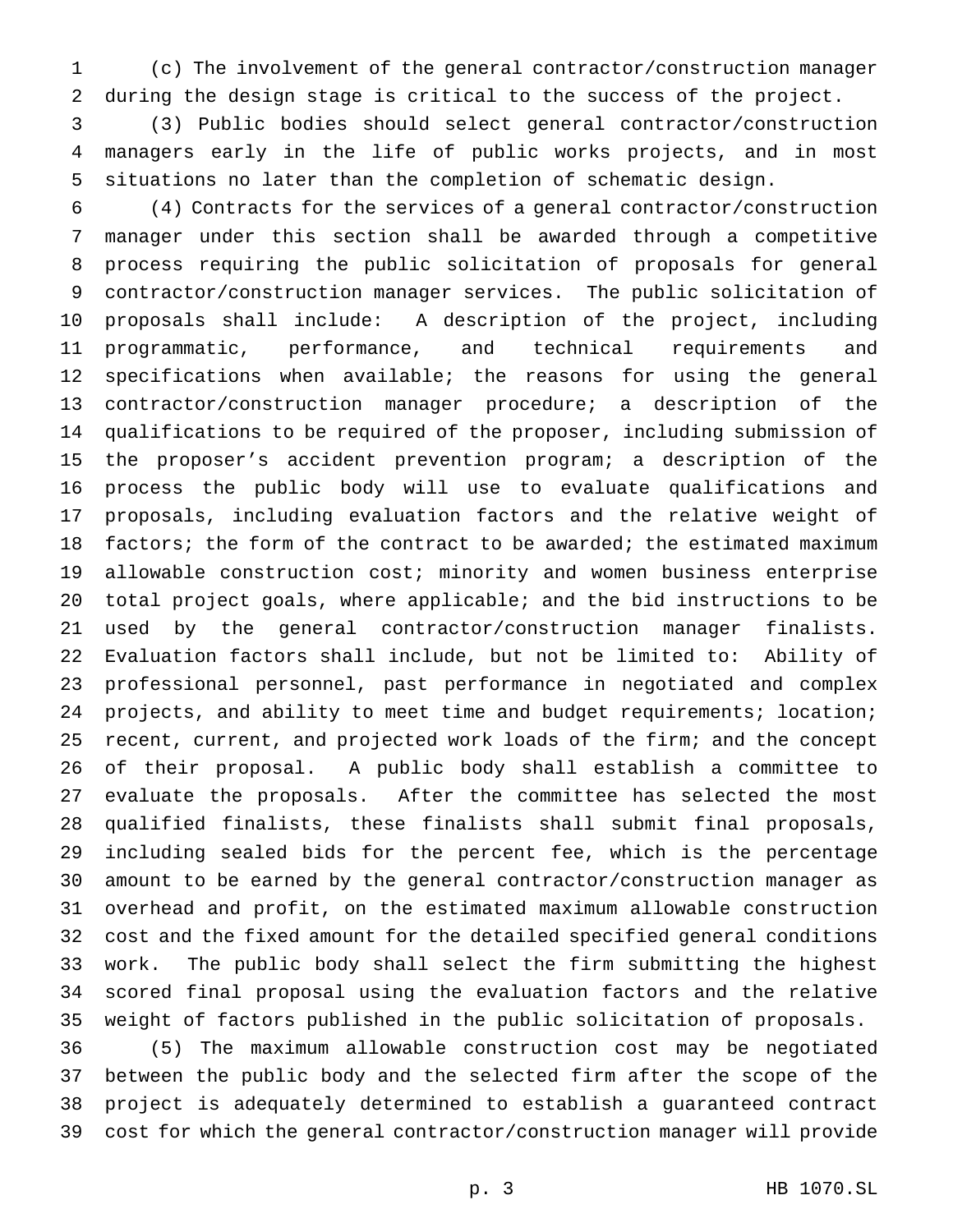(c) The involvement of the general contractor/construction manager during the design stage is critical to the success of the project.

(3) Public bodies should select general contractor/construction managers early in the life of public works projects, and in most situations no later than the completion of schematic design.

(4) Contracts for the services of a general contractor/construction manager under this section shall be awarded through a competitive process requiring the public solicitation of proposals for general contractor/construction manager services. The public solicitation of proposals shall include: A description of the project, including programmatic, performance, and technical requirements and specifications when available; the reasons for using the general contractor/construction manager procedure; a description of the qualifications to be required of the proposer, including submission of the proposer's accident prevention program; a description of the process the public body will use to evaluate qualifications and proposals, including evaluation factors and the relative weight of factors; the form of the contract to be awarded; the estimated maximum allowable construction cost; minority and women business enterprise total project goals, where applicable; and the bid instructions to be used by the general contractor/construction manager finalists. Evaluation factors shall include, but not be limited to: Ability of professional personnel, past performance in negotiated and complex projects, and ability to meet time and budget requirements; location; recent, current, and projected work loads of the firm; and the concept of their proposal. A public body shall establish a committee to evaluate the proposals. After the committee has selected the most qualified finalists, these finalists shall submit final proposals, including sealed bids for the percent fee, which is the percentage amount to be earned by the general contractor/construction manager as overhead and profit, on the estimated maximum allowable construction cost and the fixed amount for the detailed specified general conditions work. The public body shall select the firm submitting the highest scored final proposal using the evaluation factors and the relative weight of factors published in the public solicitation of proposals.

(5) The maximum allowable construction cost may be negotiated between the public body and the selected firm after the scope of the project is adequately determined to establish a guaranteed contract cost for which the general contractor/construction manager will provide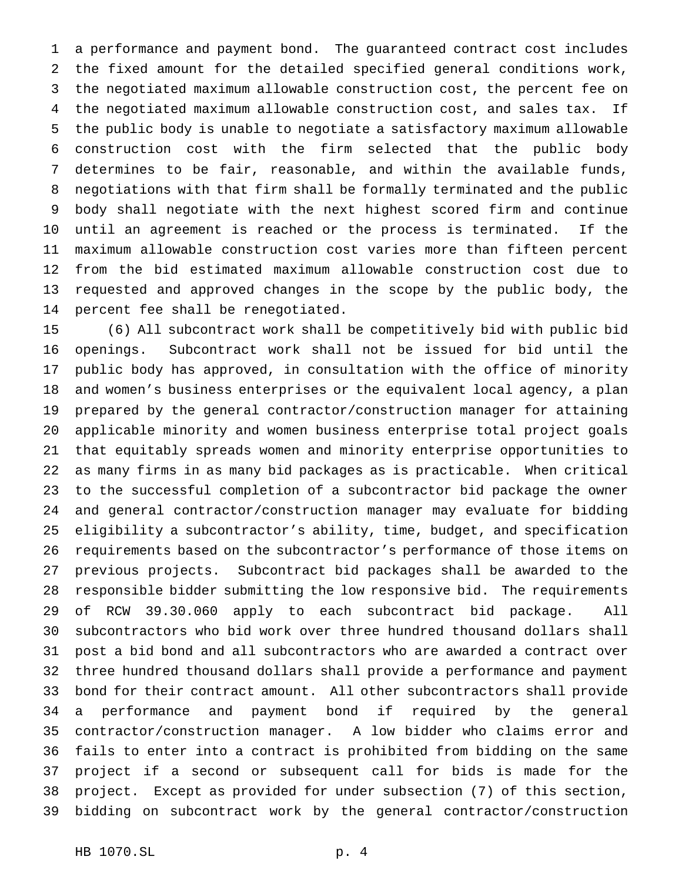a performance and payment bond. The guaranteed contract cost includes the fixed amount for the detailed specified general conditions work, the negotiated maximum allowable construction cost, the percent fee on the negotiated maximum allowable construction cost, and sales tax. If the public body is unable to negotiate a satisfactory maximum allowable construction cost with the firm selected that the public body determines to be fair, reasonable, and within the available funds, negotiations with that firm shall be formally terminated and the public body shall negotiate with the next highest scored firm and continue until an agreement is reached or the process is terminated. If the maximum allowable construction cost varies more than fifteen percent from the bid estimated maximum allowable construction cost due to requested and approved changes in the scope by the public body, the percent fee shall be renegotiated.

(6) All subcontract work shall be competitively bid with public bid openings. Subcontract work shall not be issued for bid until the public body has approved, in consultation with the office of minority and women's business enterprises or the equivalent local agency, a plan prepared by the general contractor/construction manager for attaining applicable minority and women business enterprise total project goals that equitably spreads women and minority enterprise opportunities to as many firms in as many bid packages as is practicable. When critical to the successful completion of a subcontractor bid package the owner and general contractor/construction manager may evaluate for bidding eligibility a subcontractor's ability, time, budget, and specification requirements based on the subcontractor's performance of those items on previous projects. Subcontract bid packages shall be awarded to the responsible bidder submitting the low responsive bid. The requirements of RCW 39.30.060 apply to each subcontract bid package. All subcontractors who bid work over three hundred thousand dollars shall post a bid bond and all subcontractors who are awarded a contract over three hundred thousand dollars shall provide a performance and payment bond for their contract amount. All other subcontractors shall provide a performance and payment bond if required by the general contractor/construction manager. A low bidder who claims error and fails to enter into a contract is prohibited from bidding on the same project if a second or subsequent call for bids is made for the project. Except as provided for under subsection (7) of this section, bidding on subcontract work by the general contractor/construction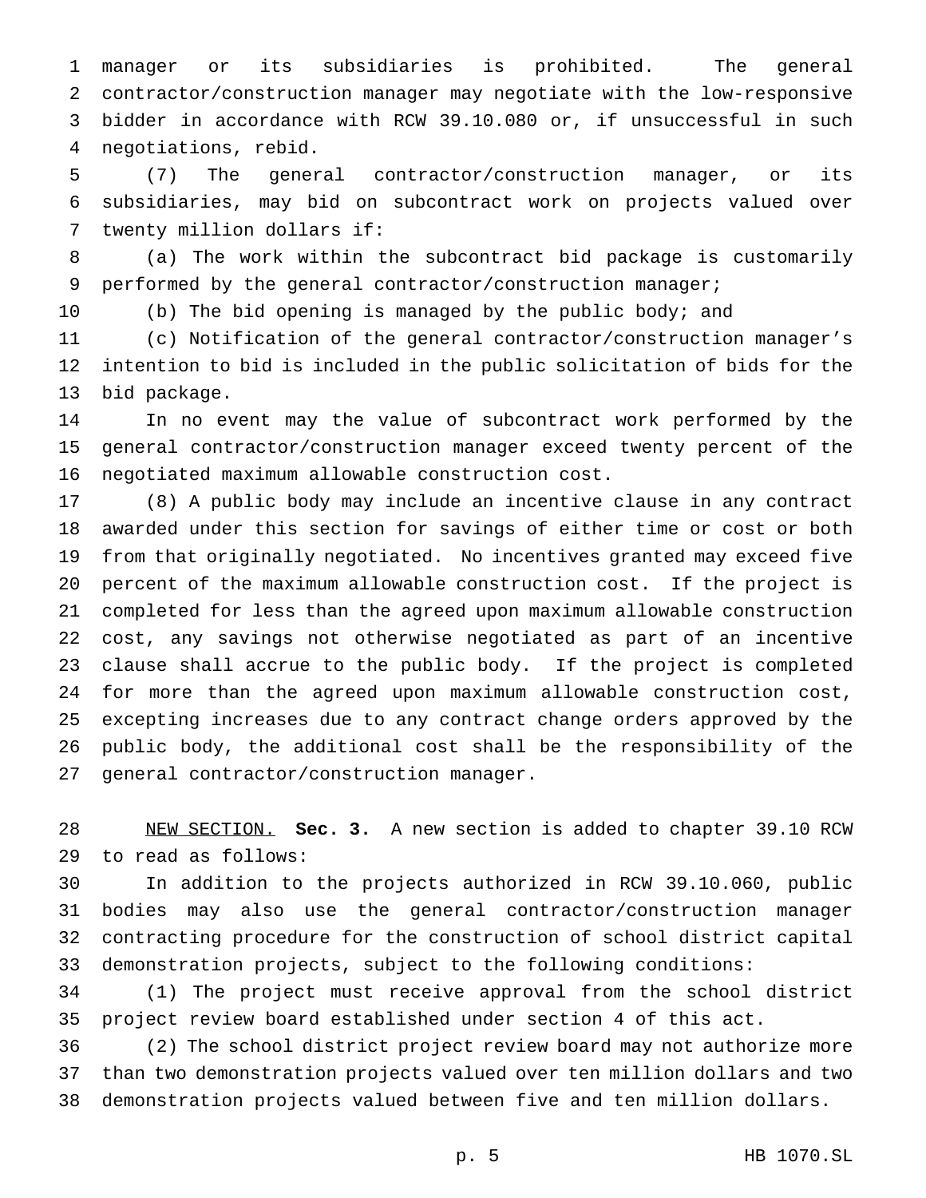manager or its subsidiaries is prohibited. The general contractor/construction manager may negotiate with the low-responsive bidder in accordance with RCW 39.10.080 or, if unsuccessful in such negotiations, rebid.

(7) The general contractor/construction manager, or its subsidiaries, may bid on subcontract work on projects valued over twenty million dollars if:

(a) The work within the subcontract bid package is customarily performed by the general contractor/construction manager;

(b) The bid opening is managed by the public body; and

(c) Notification of the general contractor/construction manager's intention to bid is included in the public solicitation of bids for the bid package.

In no event may the value of subcontract work performed by the general contractor/construction manager exceed twenty percent of the negotiated maximum allowable construction cost.

(8) A public body may include an incentive clause in any contract awarded under this section for savings of either time or cost or both from that originally negotiated. No incentives granted may exceed five percent of the maximum allowable construction cost. If the project is completed for less than the agreed upon maximum allowable construction cost, any savings not otherwise negotiated as part of an incentive clause shall accrue to the public body. If the project is completed for more than the agreed upon maximum allowable construction cost, excepting increases due to any contract change orders approved by the public body, the additional cost shall be the responsibility of the general contractor/construction manager.

NEW SECTION. **Sec. 3.** A new section is added to chapter 39.10 RCW to read as follows:

In addition to the projects authorized in RCW 39.10.060, public bodies may also use the general contractor/construction manager contracting procedure for the construction of school district capital demonstration projects, subject to the following conditions:

(1) The project must receive approval from the school district project review board established under section 4 of this act.

(2) The school district project review board may not authorize more than two demonstration projects valued over ten million dollars and two demonstration projects valued between five and ten million dollars.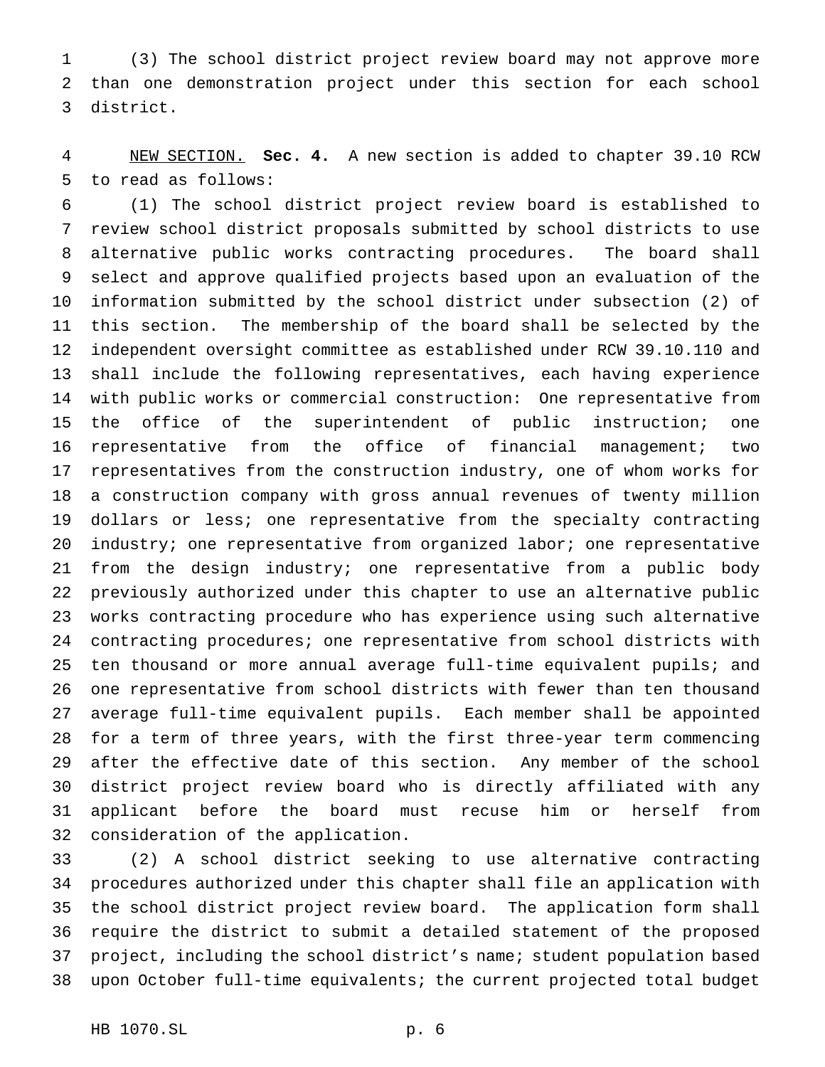(3) The school district project review board may not approve more than one demonstration project under this section for each school district.

NEW SECTION. **Sec. 4.** A new section is added to chapter 39.10 RCW to read as follows:

(1) The school district project review board is established to review school district proposals submitted by school districts to use alternative public works contracting procedures. The board shall select and approve qualified projects based upon an evaluation of the information submitted by the school district under subsection (2) of this section. The membership of the board shall be selected by the independent oversight committee as established under RCW 39.10.110 and shall include the following representatives, each having experience with public works or commercial construction: One representative from the office of the superintendent of public instruction; one representative from the office of financial management; two representatives from the construction industry, one of whom works for a construction company with gross annual revenues of twenty million dollars or less; one representative from the specialty contracting industry; one representative from organized labor; one representative from the design industry; one representative from a public body previously authorized under this chapter to use an alternative public works contracting procedure who has experience using such alternative contracting procedures; one representative from school districts with ten thousand or more annual average full-time equivalent pupils; and one representative from school districts with fewer than ten thousand average full-time equivalent pupils. Each member shall be appointed for a term of three years, with the first three-year term commencing after the effective date of this section. Any member of the school district project review board who is directly affiliated with any applicant before the board must recuse him or herself from consideration of the application.

(2) A school district seeking to use alternative contracting procedures authorized under this chapter shall file an application with the school district project review board. The application form shall require the district to submit a detailed statement of the proposed project, including the school district's name; student population based upon October full-time equivalents; the current projected total budget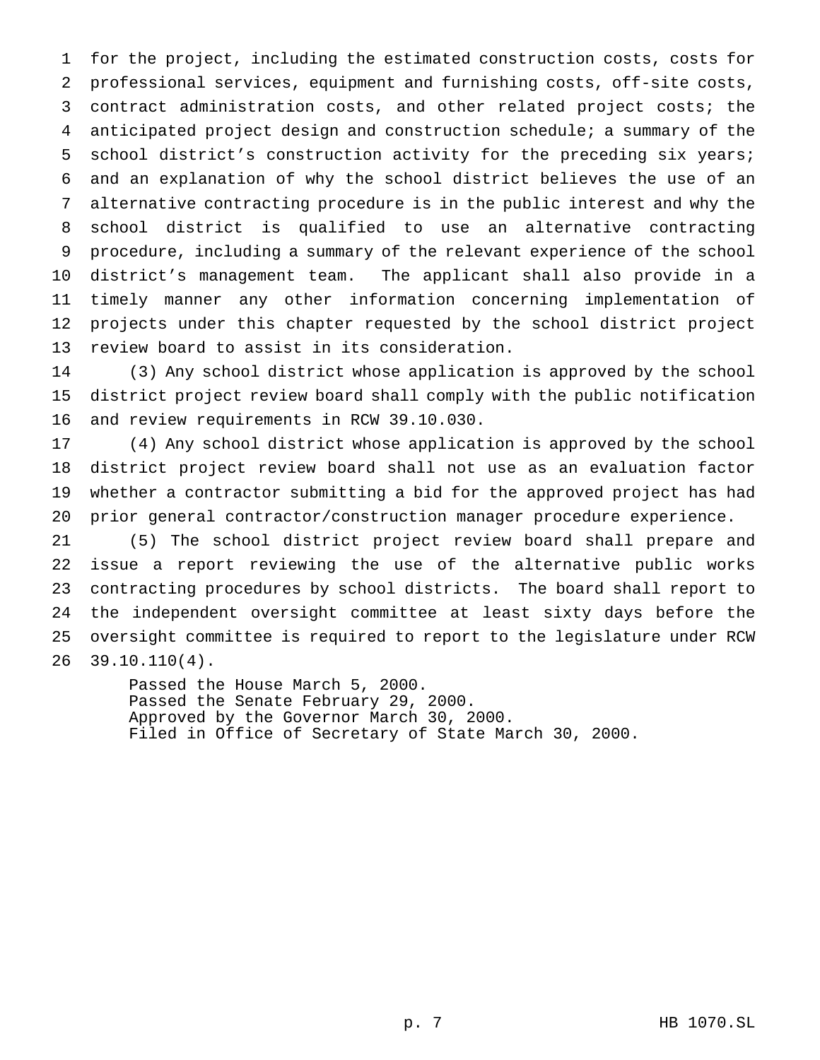for the project, including the estimated construction costs, costs for professional services, equipment and furnishing costs, off-site costs, contract administration costs, and other related project costs; the anticipated project design and construction schedule; a summary of the school district's construction activity for the preceding six years; and an explanation of why the school district believes the use of an alternative contracting procedure is in the public interest and why the school district is qualified to use an alternative contracting procedure, including a summary of the relevant experience of the school district's management team. The applicant shall also provide in a timely manner any other information concerning implementation of projects under this chapter requested by the school district project review board to assist in its consideration.

(3) Any school district whose application is approved by the school district project review board shall comply with the public notification and review requirements in RCW 39.10.030.

(4) Any school district whose application is approved by the school district project review board shall not use as an evaluation factor whether a contractor submitting a bid for the approved project has had prior general contractor/construction manager procedure experience.

(5) The school district project review board shall prepare and issue a report reviewing the use of the alternative public works contracting procedures by school districts. The board shall report to the independent oversight committee at least sixty days before the oversight committee is required to report to the legislature under RCW 39.10.110(4).

Passed the House March 5, 2000.
Passed the Senate February 29, 2000.
Approved by the Governor March 30, 2000.
Filed in Office of Secretary of State March 30, 2000.